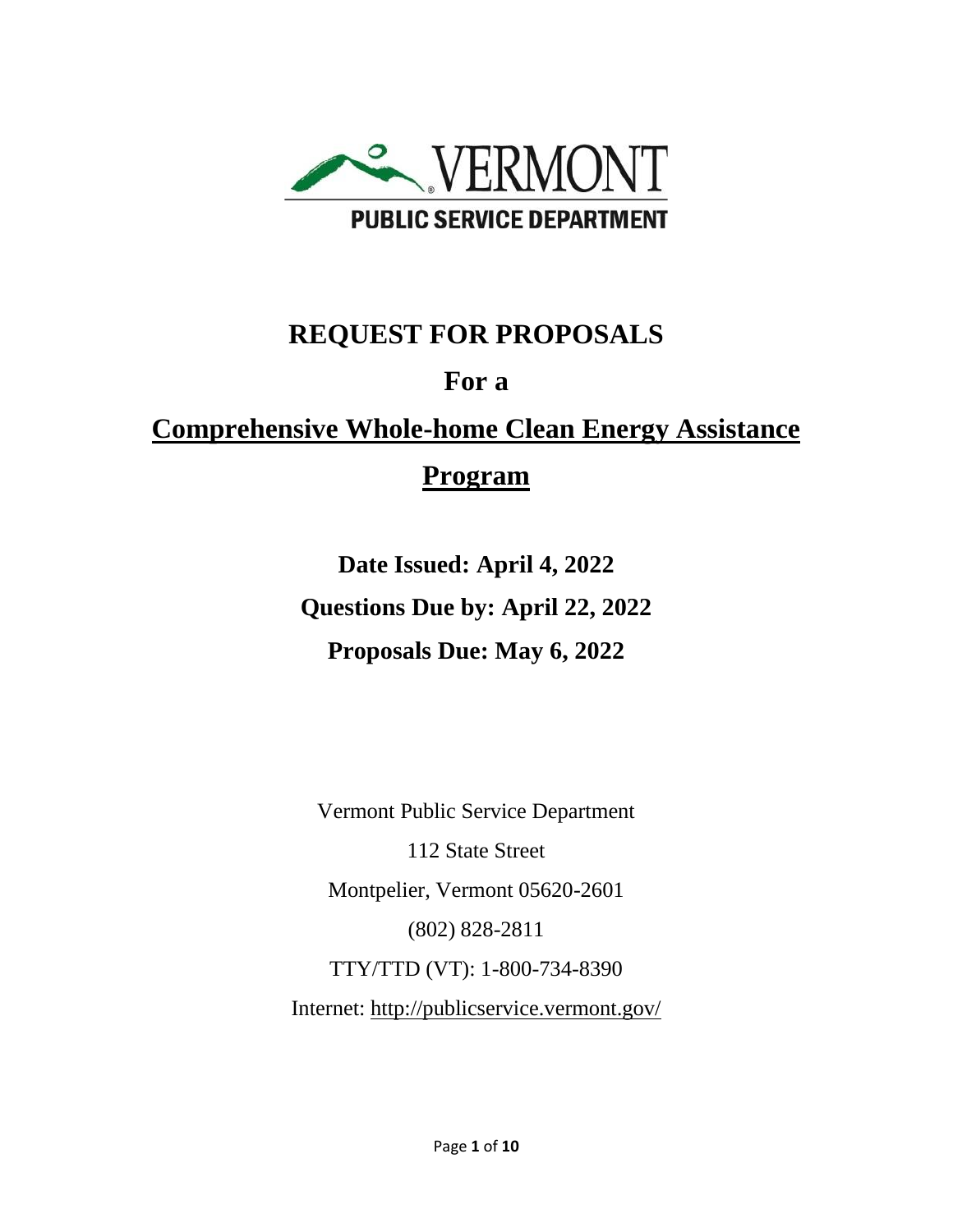VERMONT

PUBLIC SERVICE DEPARTMENT

# REQUEST FOR PROPOSALS

## For a

## Comprehensive Whole-home Clean Energy Assistance Program

**Date Issued: April 4, 2022**

**Questions Due by: April 22, 2022**

**Proposals Due: May 6, 2022**

Vermont Public Service Department

112 State Street

Montpelier, Vermont 05620-2601

(802) 828-2811

TTY/TTD (VT): 1-800-734-8390

Internet: http://publicservice.vermont.gov/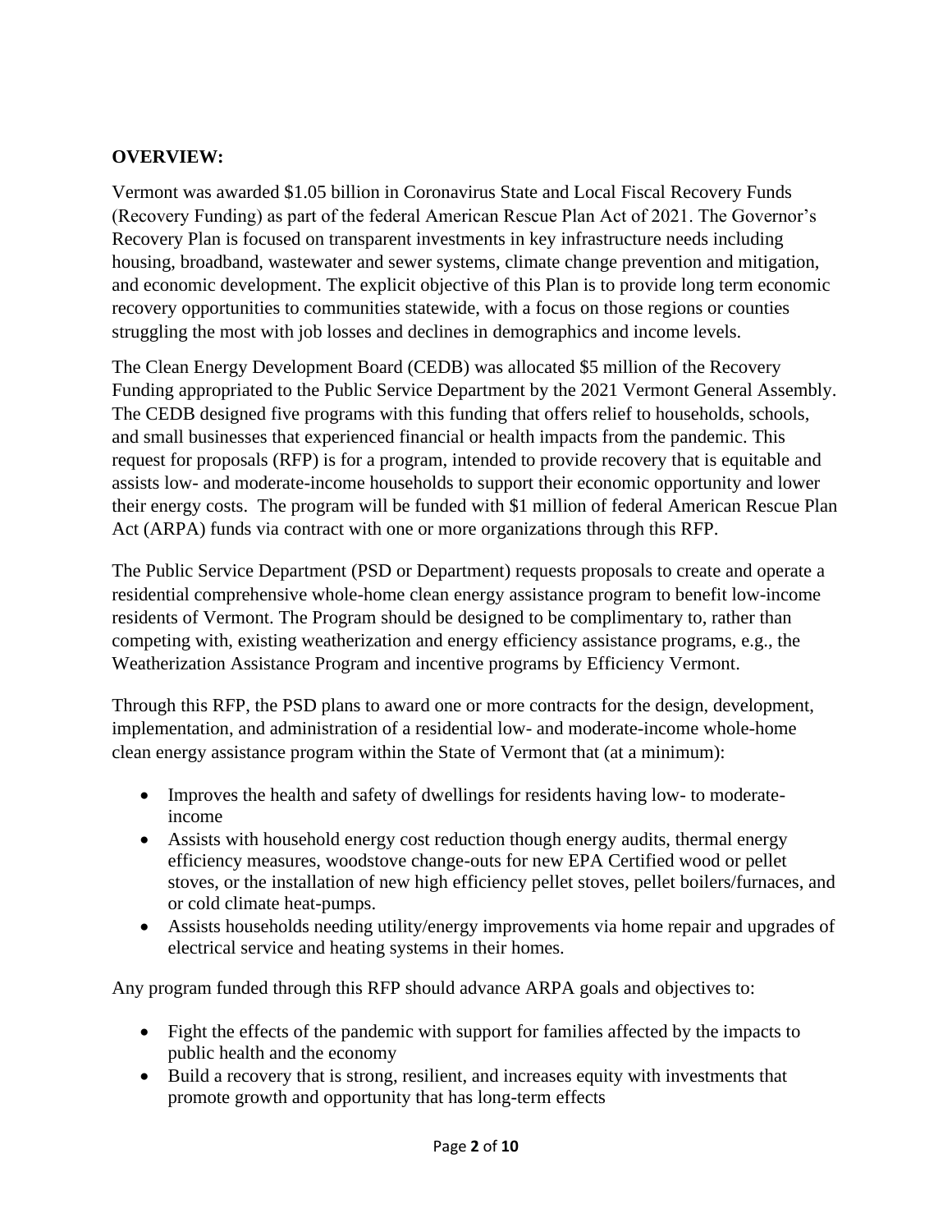**OVERVIEW:**

Vermont was awarded $1.05 billion in Coronavirus State and Local Fiscal Recovery Funds (Recovery Funding) as part of the federal American Rescue Plan Act of 2021. The Governor's Recovery Plan is focused on transparent investments in key infrastructure needs including housing, broadband, wastewater and sewer systems, climate change prevention and mitigation, and economic development. The explicit objective of this Plan is to provide long term economic recovery opportunities to communities statewide, with a focus on those regions or counties struggling the most with job losses and declines in demographics and income levels.

The Clean Energy Development Board (CEDB) was allocated $5 million of the Recovery Funding appropriated to the Public Service Department by the 2021 Vermont General Assembly. The CEDB designed five programs with this funding that offers relief to households, schools, and small businesses that experienced financial or health impacts from the pandemic. This request for proposals (RFP) is for a program, intended to provide recovery that is equitable and assists low- and moderate-income households to support their economic opportunity and lower their energy costs. The program will be funded with $1 million of federal American Rescue Plan Act (ARPA) funds via contract with one or more organizations through this RFP.

The Public Service Department (PSD or Department) requests proposals to create and operate a residential comprehensive whole-home clean energy assistance program to benefit low-income residents of Vermont. The Program should be designed to be complimentary to, rather than competing with, existing weatherization and energy efficiency assistance programs, e.g., the Weatherization Assistance Program and incentive programs by Efficiency Vermont.

Through this RFP, the PSD plans to award one or more contracts for the design, development, implementation, and administration of a residential low- and moderate-income whole-home clean energy assistance program within the State of Vermont that (at a minimum):

- Improves the health and safety of dwellings for residents having low- to moderate-income
- Assists with household energy cost reduction though energy audits, thermal energy efficiency measures, woodstove change-outs for new EPA Certified wood or pellet stoves, or the installation of new high efficiency pellet stoves, pellet boilers/furnaces, and or cold climate heat-pumps.
- Assists households needing utility/energy improvements via home repair and upgrades of electrical service and heating systems in their homes.

Any program funded through this RFP should advance ARPA goals and objectives to:

- Fight the effects of the pandemic with support for families affected by the impacts to public health and the economy
- Build a recovery that is strong, resilient, and increases equity with investments that promote growth and opportunity that has long-term effects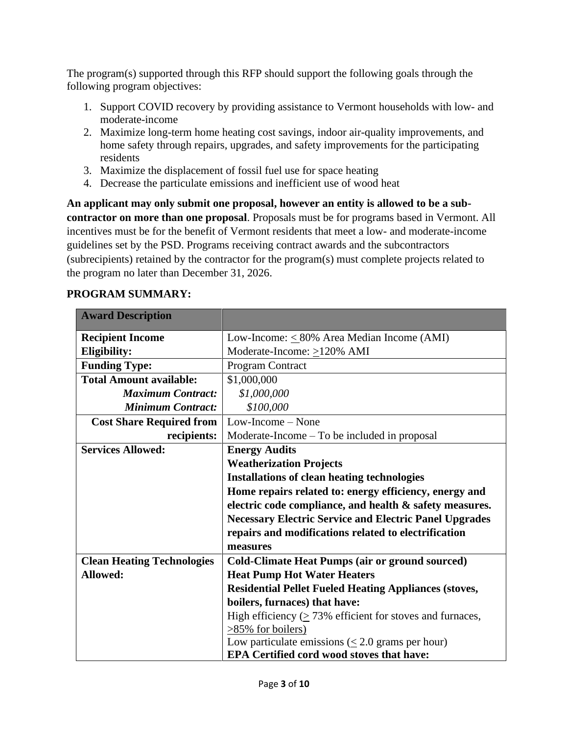The program(s) supported through this RFP should support the following goals through the following program objectives:

1. Support COVID recovery by providing assistance to Vermont households with low- and moderate-income
2. Maximize long-term home heating cost savings, indoor air-quality improvements, and home safety through repairs, upgrades, and safety improvements for the participating residents
3. Maximize the displacement of fossil fuel use for space heating
4. Decrease the particulate emissions and inefficient use of wood heat

**An applicant may only submit one proposal, however an entity is allowed to be a sub-contractor on more than one proposal**. Proposals must be for programs based in Vermont. All incentives must be for the benefit of Vermont residents that meet a low- and moderate-income guidelines set by the PSD. Programs receiving contract awards and the subcontractors (subrecipients) retained by the contractor for the program(s) must complete projects related to the program no later than December 31, 2026.

**PROGRAM SUMMARY:**

| **Award Description** | |
|---|---|
| **Recipient Income Eligibility:** | Low-Income: ≤ 80% Area Median Income (AMI)<br>Moderate-Income: ≥120% AMI |
| **Funding Type:** | Program Contract |
| **Total Amount available:**<br>***Maximum Contract:***<br>***Minimum Contract:*** | \$1,000,000<br>*\$1,000,000*<br>*\$100,000* |
| **Cost Share Required from recipients:** | Low-Income – None<br>Moderate-Income – To be included in proposal |
| **Services Allowed:** | **Energy Audits**<br>**Weatherization Projects**<br>**Installations of clean heating technologies**<br>**Home repairs related to: energy efficiency, energy and electric code compliance, and health & safety measures.**<br>**Necessary Electric Service and Electric Panel Upgrades repairs and modifications related to electrification measures** |
| **Clean Heating Technologies Allowed:** | **Cold-Climate Heat Pumps (air or ground sourced)**<br>**Heat Pump Hot Water Heaters**<br>**Residential Pellet Fueled Heating Appliances (stoves, boilers, furnaces) that have:**<br>High efficiency (≥ 73% efficient for stoves and furnaces, ≥85% for boilers)<br>Low particulate emissions (≤ 2.0 grams per hour)<br>**EPA Certified cord wood stoves that have:** |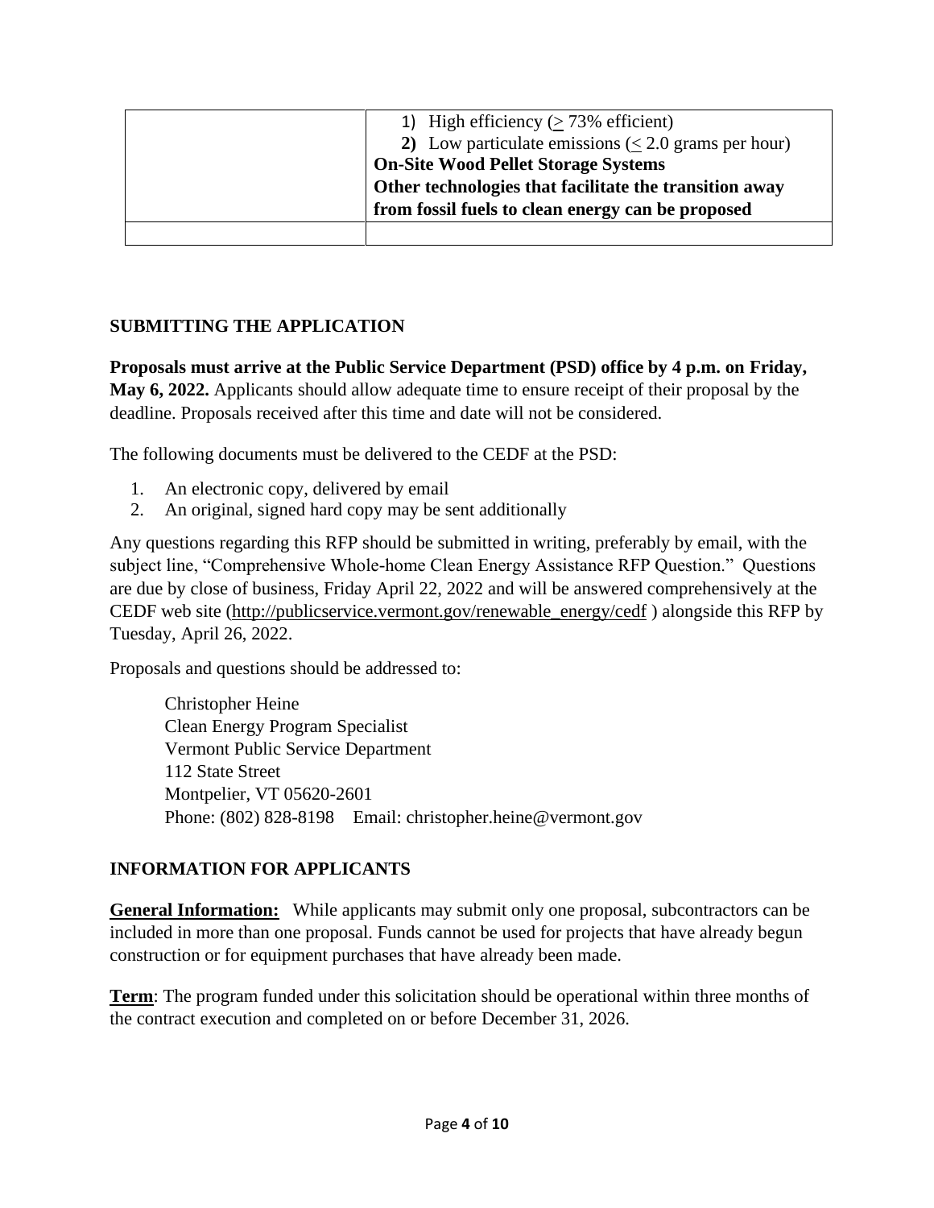| | |
|---|---|
| | 1) High efficiency (≥ 73% efficient)<br>**2)** Low particulate emissions (≤ 2.0 grams per hour)<br>**On-Site Wood Pellet Storage Systems**<br>**Other technologies that facilitate the transition away from fossil fuels to clean energy can be proposed** |
| | |

## SUBMITTING THE APPLICATION

**Proposals must arrive at the Public Service Department (PSD) office by 4 p.m. on Friday, May 6, 2022.** Applicants should allow adequate time to ensure receipt of their proposal by the deadline. Proposals received after this time and date will not be considered.

The following documents must be delivered to the CEDF at the PSD:

1. An electronic copy, delivered by email
2. An original, signed hard copy may be sent additionally

Any questions regarding this RFP should be submitted in writing, preferably by email, with the subject line, "Comprehensive Whole-home Clean Energy Assistance RFP Question." Questions are due by close of business, Friday April 22, 2022 and will be answered comprehensively at the CEDF web site (http://publicservice.vermont.gov/renewable_energy/cedf ) alongside this RFP by Tuesday, April 26, 2022.

Proposals and questions should be addressed to:

Christopher Heine
Clean Energy Program Specialist
Vermont Public Service Department
112 State Street
Montpelier, VT 05620-2601
Phone: (802) 828-8198 Email: christopher.heine@vermont.gov

## INFORMATION FOR APPLICANTS

**General Information:** While applicants may submit only one proposal, subcontractors can be included in more than one proposal. Funds cannot be used for projects that have already begun construction or for equipment purchases that have already been made.

**Term**: The program funded under this solicitation should be operational within three months of the contract execution and completed on or before December 31, 2026.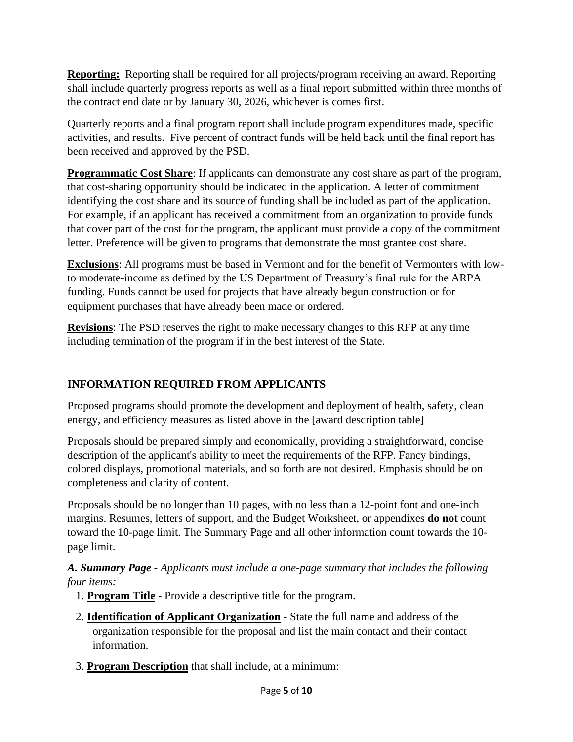**Reporting:** Reporting shall be required for all projects/program receiving an award. Reporting shall include quarterly progress reports as well as a final report submitted within three months of the contract end date or by January 30, 2026, whichever is comes first.

Quarterly reports and a final program report shall include program expenditures made, specific activities, and results. Five percent of contract funds will be held back until the final report has been received and approved by the PSD.

**Programmatic Cost Share**: If applicants can demonstrate any cost share as part of the program, that cost-sharing opportunity should be indicated in the application. A letter of commitment identifying the cost share and its source of funding shall be included as part of the application. For example, if an applicant has received a commitment from an organization to provide funds that cover part of the cost for the program, the applicant must provide a copy of the commitment letter. Preference will be given to programs that demonstrate the most grantee cost share.

**Exclusions**: All programs must be based in Vermont and for the benefit of Vermonters with low- to moderate-income as defined by the US Department of Treasury's final rule for the ARPA funding. Funds cannot be used for projects that have already begun construction or for equipment purchases that have already been made or ordered.

**Revisions**: The PSD reserves the right to make necessary changes to this RFP at any time including termination of the program if in the best interest of the State.

## INFORMATION REQUIRED FROM APPLICANTS

Proposed programs should promote the development and deployment of health, safety, clean energy, and efficiency measures as listed above in the [award description table]

Proposals should be prepared simply and economically, providing a straightforward, concise description of the applicant's ability to meet the requirements of the RFP. Fancy bindings, colored displays, promotional materials, and so forth are not desired. Emphasis should be on completeness and clarity of content.

Proposals should be no longer than 10 pages, with no less than a 12-point font and one-inch margins. Resumes, letters of support, and the Budget Worksheet, or appendixes **do not** count toward the 10-page limit. The Summary Page and all other information count towards the 10-page limit.

***A. Summary Page -*** *Applicants must include a one-page summary that includes the following four items:*

1. **Program Title** - Provide a descriptive title for the program.
2. **Identification of Applicant Organization** - State the full name and address of the organization responsible for the proposal and list the main contact and their contact information.
3. **Program Description** that shall include, at a minimum: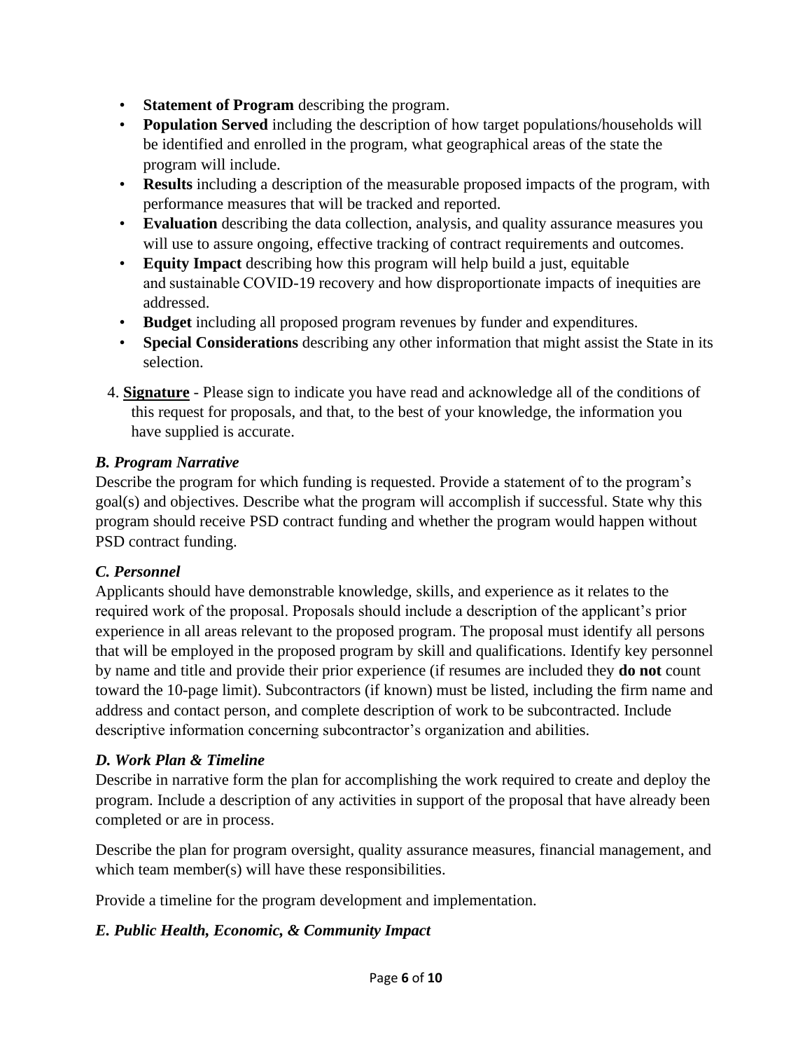- **Statement of Program** describing the program.
- **Population Served** including the description of how target populations/households will be identified and enrolled in the program, what geographical areas of the state the program will include.
- **Results** including a description of the measurable proposed impacts of the program, with performance measures that will be tracked and reported.
- **Evaluation** describing the data collection, analysis, and quality assurance measures you will use to assure ongoing, effective tracking of contract requirements and outcomes.
- **Equity Impact** describing how this program will help build a just, equitable and sustainable COVID-19 recovery and how disproportionate impacts of inequities are addressed.
- **Budget** including all proposed program revenues by funder and expenditures.
- **Special Considerations** describing any other information that might assist the State in its selection.

4. **Signature** - Please sign to indicate you have read and acknowledge all of the conditions of this request for proposals, and that, to the best of your knowledge, the information you have supplied is accurate.

### *B. Program Narrative*

Describe the program for which funding is requested. Provide a statement of to the program's goal(s) and objectives. Describe what the program will accomplish if successful. State why this program should receive PSD contract funding and whether the program would happen without PSD contract funding.

### *C. Personnel*

Applicants should have demonstrable knowledge, skills, and experience as it relates to the required work of the proposal. Proposals should include a description of the applicant's prior experience in all areas relevant to the proposed program. The proposal must identify all persons that will be employed in the proposed program by skill and qualifications. Identify key personnel by name and title and provide their prior experience (if resumes are included they **do not** count toward the 10-page limit). Subcontractors (if known) must be listed, including the firm name and address and contact person, and complete description of work to be subcontracted. Include descriptive information concerning subcontractor's organization and abilities.

### *D. Work Plan & Timeline*

Describe in narrative form the plan for accomplishing the work required to create and deploy the program. Include a description of any activities in support of the proposal that have already been completed or are in process.

Describe the plan for program oversight, quality assurance measures, financial management, and which team member(s) will have these responsibilities.

Provide a timeline for the program development and implementation.

### *E. Public Health, Economic, & Community Impact*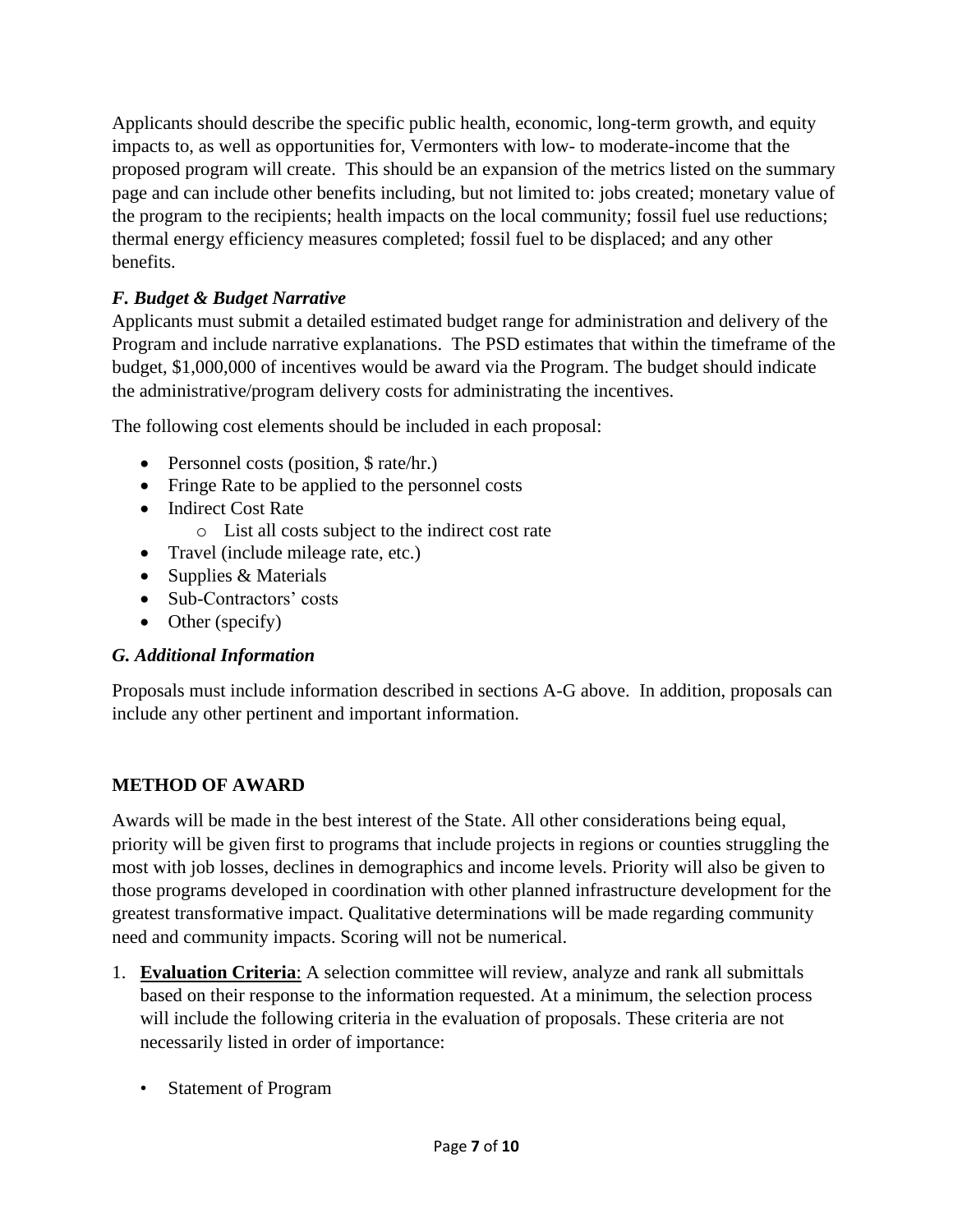Applicants should describe the specific public health, economic, long-term growth, and equity impacts to, as well as opportunities for, Vermonters with low- to moderate-income that the proposed program will create. This should be an expansion of the metrics listed on the summary page and can include other benefits including, but not limited to: jobs created; monetary value of the program to the recipients; health impacts on the local community; fossil fuel use reductions; thermal energy efficiency measures completed; fossil fuel to be displaced; and any other benefits.

### *F. Budget & Budget Narrative*

Applicants must submit a detailed estimated budget range for administration and delivery of the Program and include narrative explanations. The PSD estimates that within the timeframe of the budget, $1,000,000 of incentives would be award via the Program. The budget should indicate the administrative/program delivery costs for administrating the incentives.

The following cost elements should be included in each proposal:

- Personnel costs (position, $ rate/hr.)
- Fringe Rate to be applied to the personnel costs
- Indirect Cost Rate
    - List all costs subject to the indirect cost rate
- Travel (include mileage rate, etc.)
- Supplies & Materials
- Sub-Contractors' costs
- Other (specify)

### *G. Additional Information*

Proposals must include information described in sections A-G above. In addition, proposals can include any other pertinent and important information.

## METHOD OF AWARD

Awards will be made in the best interest of the State. All other considerations being equal, priority will be given first to programs that include projects in regions or counties struggling the most with job losses, declines in demographics and income levels. Priority will also be given to those programs developed in coordination with other planned infrastructure development for the greatest transformative impact. Qualitative determinations will be made regarding community need and community impacts. Scoring will not be numerical.

1. **Evaluation Criteria**: A selection committee will review, analyze and rank all submittals based on their response to the information requested. At a minimum, the selection process will include the following criteria in the evaluation of proposals. These criteria are not necessarily listed in order of importance:

    - Statement of Program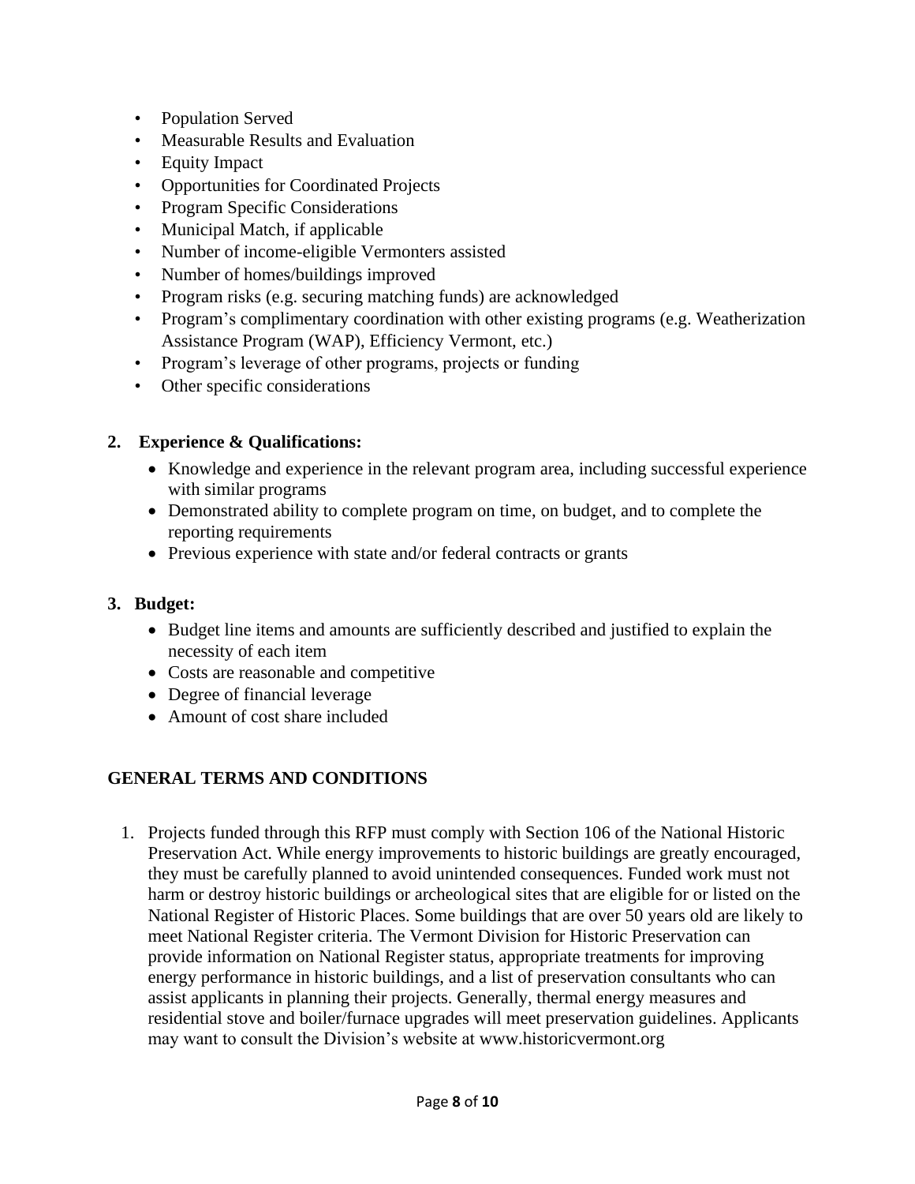- Population Served
- Measurable Results and Evaluation
- Equity Impact
- Opportunities for Coordinated Projects
- Program Specific Considerations
- Municipal Match, if applicable
- Number of income-eligible Vermonters assisted
- Number of homes/buildings improved
- Program risks (e.g. securing matching funds) are acknowledged
- Program's complimentary coordination with other existing programs (e.g. Weatherization Assistance Program (WAP), Efficiency Vermont, etc.)
- Program's leverage of other programs, projects or funding
- Other specific considerations

**2. Experience & Qualifications:**

- Knowledge and experience in the relevant program area, including successful experience with similar programs
- Demonstrated ability to complete program on time, on budget, and to complete the reporting requirements
- Previous experience with state and/or federal contracts or grants

**3. Budget:**

- Budget line items and amounts are sufficiently described and justified to explain the necessity of each item
- Costs are reasonable and competitive
- Degree of financial leverage
- Amount of cost share included

## GENERAL TERMS AND CONDITIONS

1. Projects funded through this RFP must comply with Section 106 of the National Historic Preservation Act. While energy improvements to historic buildings are greatly encouraged, they must be carefully planned to avoid unintended consequences. Funded work must not harm or destroy historic buildings or archeological sites that are eligible for or listed on the National Register of Historic Places. Some buildings that are over 50 years old are likely to meet National Register criteria. The Vermont Division for Historic Preservation can provide information on National Register status, appropriate treatments for improving energy performance in historic buildings, and a list of preservation consultants who can assist applicants in planning their projects. Generally, thermal energy measures and residential stove and boiler/furnace upgrades will meet preservation guidelines. Applicants may want to consult the Division's website at www.historicvermont.org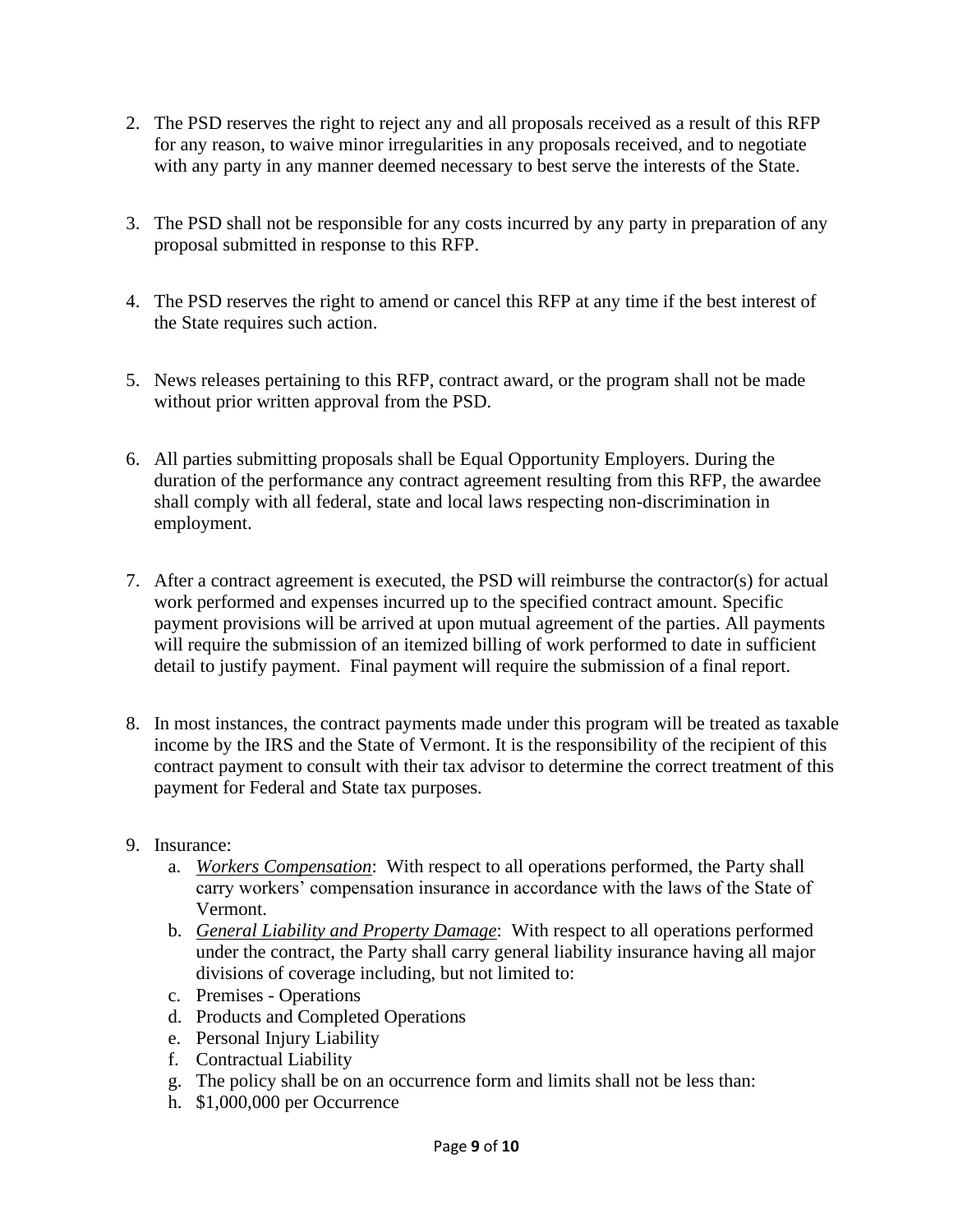2. The PSD reserves the right to reject any and all proposals received as a result of this RFP for any reason, to waive minor irregularities in any proposals received, and to negotiate with any party in any manner deemed necessary to best serve the interests of the State.

3. The PSD shall not be responsible for any costs incurred by any party in preparation of any proposal submitted in response to this RFP.

4. The PSD reserves the right to amend or cancel this RFP at any time if the best interest of the State requires such action.

5. News releases pertaining to this RFP, contract award, or the program shall not be made without prior written approval from the PSD.

6. All parties submitting proposals shall be Equal Opportunity Employers. During the duration of the performance any contract agreement resulting from this RFP, the awardee shall comply with all federal, state and local laws respecting non-discrimination in employment.

7. After a contract agreement is executed, the PSD will reimburse the contractor(s) for actual work performed and expenses incurred up to the specified contract amount. Specific payment provisions will be arrived at upon mutual agreement of the parties. All payments will require the submission of an itemized billing of work performed to date in sufficient detail to justify payment. Final payment will require the submission of a final report.

8. In most instances, the contract payments made under this program will be treated as taxable income by the IRS and the State of Vermont. It is the responsibility of the recipient of this contract payment to consult with their tax advisor to determine the correct treatment of this payment for Federal and State tax purposes.

9. Insurance:
   a. *Workers Compensation*: With respect to all operations performed, the Party shall carry workers' compensation insurance in accordance with the laws of the State of Vermont.
   b. *General Liability and Property Damage*: With respect to all operations performed under the contract, the Party shall carry general liability insurance having all major divisions of coverage including, but not limited to:
   c. Premises - Operations
   d. Products and Completed Operations
   e. Personal Injury Liability
   f. Contractual Liability
   g. The policy shall be on an occurrence form and limits shall not be less than:
   h. $1,000,000 per Occurrence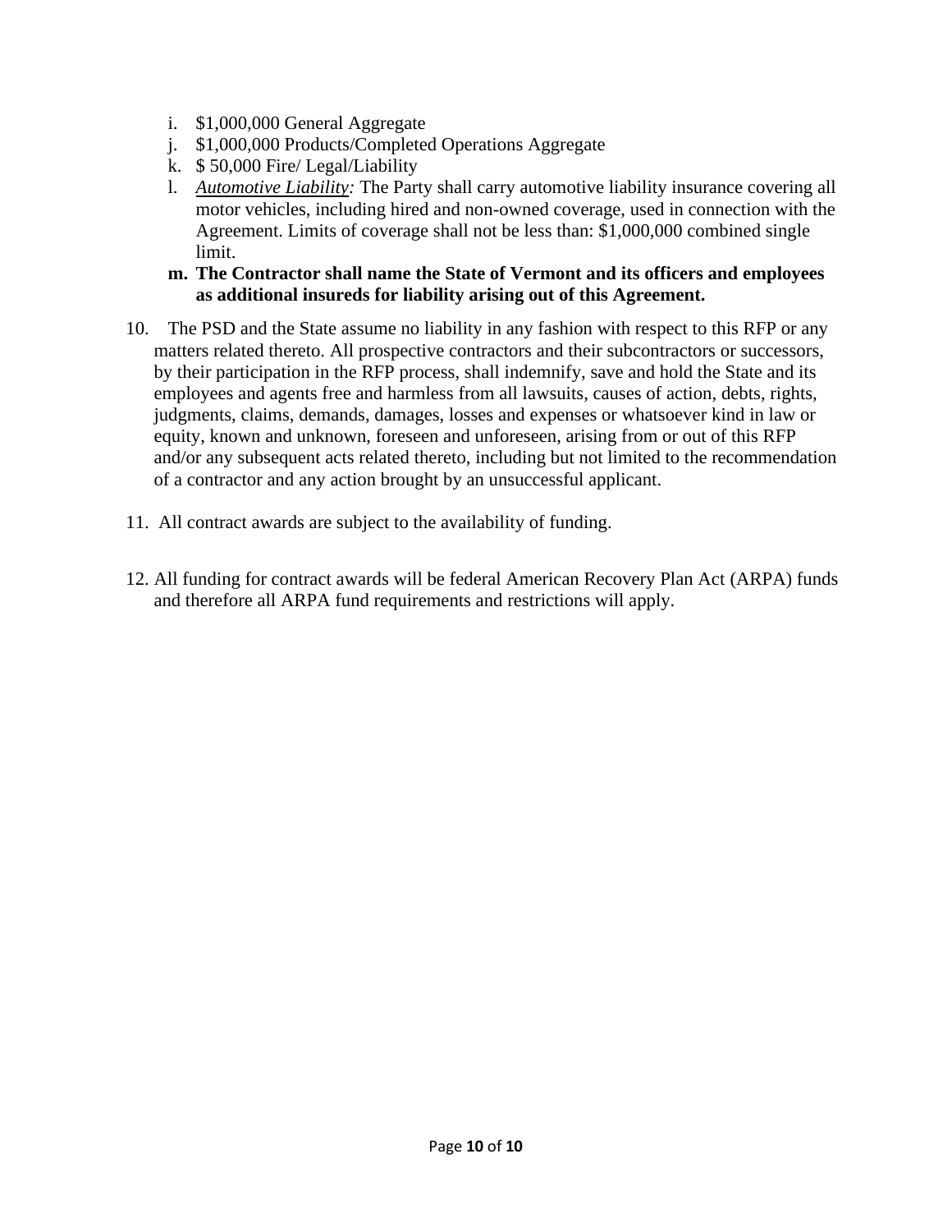i. $1,000,000 General Aggregate
j. $1,000,000 Products/Completed Operations Aggregate
k. $ 50,000 Fire/ Legal/Liability
l. *Automotive Liability:* The Party shall carry automotive liability insurance covering all motor vehicles, including hired and non-owned coverage, used in connection with the Agreement. Limits of coverage shall not be less than: $1,000,000 combined single limit.
**m. The Contractor shall name the State of Vermont and its officers and employees as additional insureds for liability arising out of this Agreement.**

10. The PSD and the State assume no liability in any fashion with respect to this RFP or any matters related thereto. All prospective contractors and their subcontractors or successors, by their participation in the RFP process, shall indemnify, save and hold the State and its employees and agents free and harmless from all lawsuits, causes of action, debts, rights, judgments, claims, demands, damages, losses and expenses or whatsoever kind in law or equity, known and unknown, foreseen and unforeseen, arising from or out of this RFP and/or any subsequent acts related thereto, including but not limited to the recommendation of a contractor and any action brought by an unsuccessful applicant.

11. All contract awards are subject to the availability of funding.

12. All funding for contract awards will be federal American Recovery Plan Act (ARPA) funds and therefore all ARPA fund requirements and restrictions will apply.